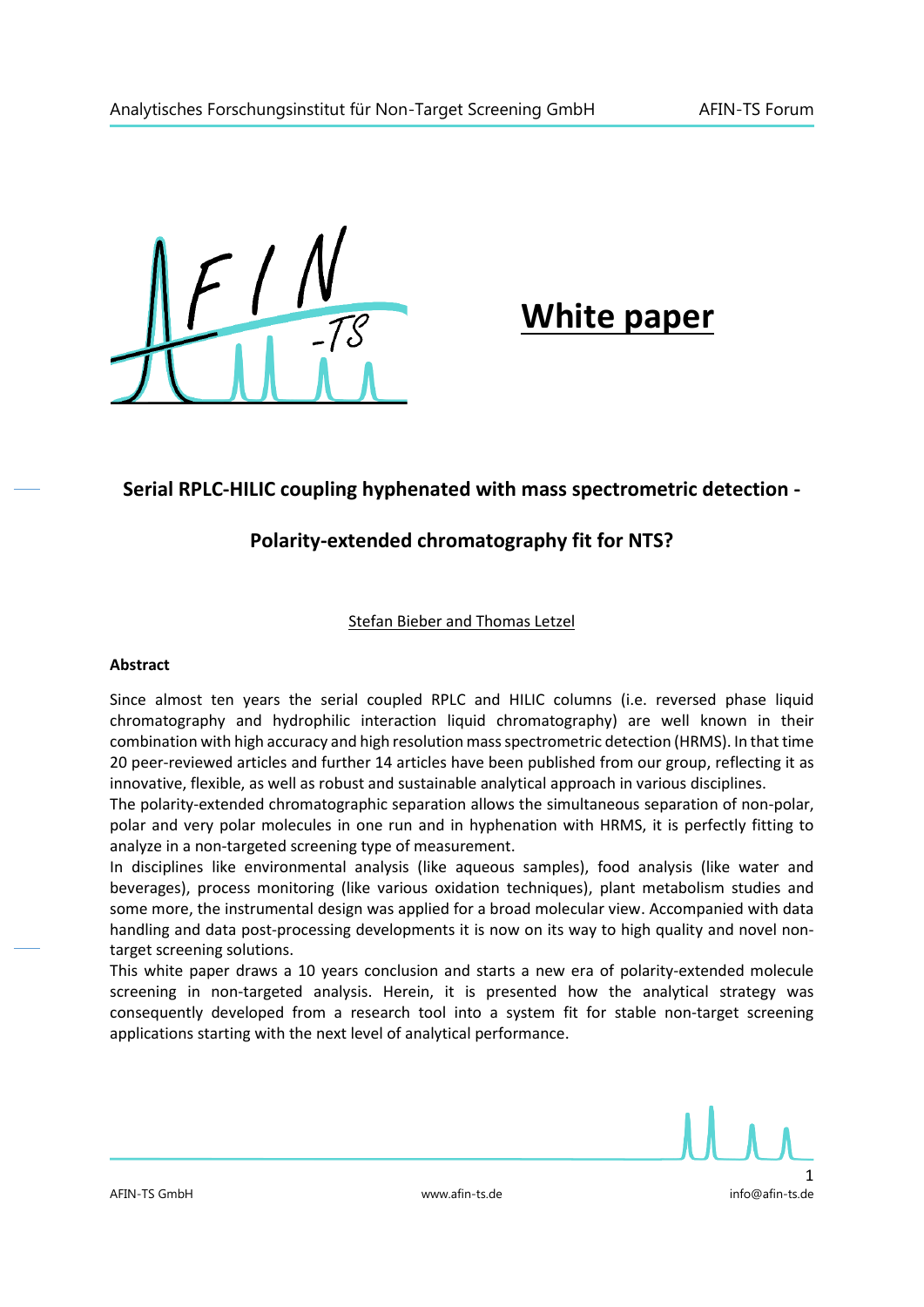# White paper

## Serial RPLC-HILIC coupling hyphenated with mass spectrometric detection -

## Polarity-extended chromatography fit for NTS?

Stefan Bieber and Thomas Letzel

**Abstract**

Since almost ten years the serial coupled RPLC and HILIC columns (i.e. reversed phase liquid chromatography and hydrophilic interaction liquid chromatography) are well known in their combination with high accuracy and high resolution mass spectrometric detection (HRMS). In that time 20 peer-reviewed articles and further 14 articles have been published from our group, reflecting it as innovative, flexible, as well as robust and sustainable analytical approach in various disciplines.

The polarity-extended chromatographic separation allows the simultaneous separation of non-polar, polar and very polar molecules in one run and in hyphenation with HRMS, it is perfectly fitting to analyze in a non-targeted screening type of measurement.

In disciplines like environmental analysis (like aqueous samples), food analysis (like water and beverages), process monitoring (like various oxidation techniques), plant metabolism studies and some more, the instrumental design was applied for a broad molecular view. Accompanied with data handling and data post-processing developments it is now on its way to high quality and novel non-target screening solutions.

This white paper draws a 10 years conclusion and starts a new era of polarity-extended molecule screening in non-targeted analysis. Herein, it is presented how the analytical strategy was consequently developed from a research tool into a system fit for stable non-target screening applications starting with the next level of analytical performance.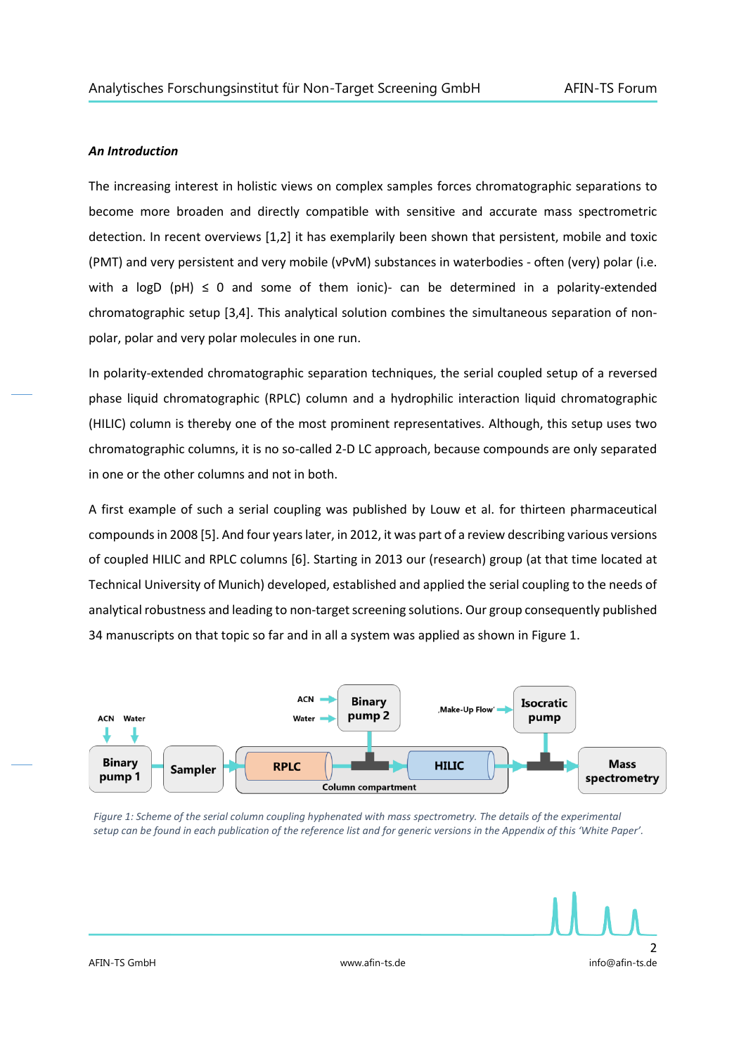***An Introduction***

The increasing interest in holistic views on complex samples forces chromatographic separations to become more broaden and directly compatible with sensitive and accurate mass spectrometric detection. In recent overviews [1,2] it has exemplarily been shown that persistent, mobile and toxic (PMT) and very persistent and very mobile (vPvM) substances in waterbodies - often (very) polar (i.e. with a logD (pH) ≤ 0 and some of them ionic)- can be determined in a polarity-extended chromatographic setup [3,4]. This analytical solution combines the simultaneous separation of non-polar, polar and very polar molecules in one run.

In polarity-extended chromatographic separation techniques, the serial coupled setup of a reversed phase liquid chromatographic (RPLC) column and a hydrophilic interaction liquid chromatographic (HILIC) column is thereby one of the most prominent representatives. Although, this setup uses two chromatographic columns, it is no so-called 2-D LC approach, because compounds are only separated in one or the other columns and not in both.

A first example of such a serial coupling was published by Louw et al. for thirteen pharmaceutical compounds in 2008 [5]. And four years later, in 2012, it was part of a review describing various versions of coupled HILIC and RPLC columns [6]. Starting in 2013 our (research) group (at that time located at Technical University of Munich) developed, established and applied the serial coupling to the needs of analytical robustness and leading to non-target screening solutions. Our group consequently published 34 manuscripts on that topic so far and in all a system was applied as shown in Figure 1.

ACN Water Binary pump 1 → Sampler → Column compartment: RPLC → (Binary pump 2: ACN, Water) → HILIC → (Isocratic pump: 'Make-Up Flow') → Mass spectrometry

*Figure 1: Scheme of the serial column coupling hyphenated with mass spectrometry. The details of the experimental setup can be found in each publication of the reference list and for generic versions in the Appendix of this 'White Paper'.*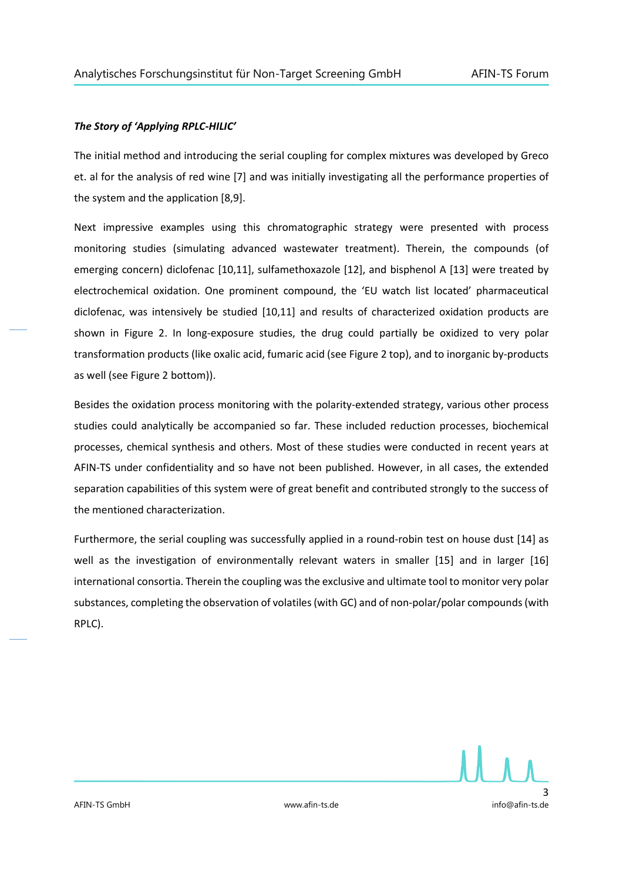***The Story of 'Applying RPLC-HILIC'***

The initial method and introducing the serial coupling for complex mixtures was developed by Greco et. al for the analysis of red wine [7] and was initially investigating all the performance properties of the system and the application [8,9].

Next impressive examples using this chromatographic strategy were presented with process monitoring studies (simulating advanced wastewater treatment). Therein, the compounds (of emerging concern) diclofenac [10,11], sulfamethoxazole [12], and bisphenol A [13] were treated by electrochemical oxidation. One prominent compound, the 'EU watch list located' pharmaceutical diclofenac, was intensively be studied [10,11] and results of characterized oxidation products are shown in Figure 2. In long-exposure studies, the drug could partially be oxidized to very polar transformation products (like oxalic acid, fumaric acid (see Figure 2 top), and to inorganic by-products as well (see Figure 2 bottom)).

Besides the oxidation process monitoring with the polarity-extended strategy, various other process studies could analytically be accompanied so far. These included reduction processes, biochemical processes, chemical synthesis and others. Most of these studies were conducted in recent years at AFIN-TS under confidentiality and so have not been published. However, in all cases, the extended separation capabilities of this system were of great benefit and contributed strongly to the success of the mentioned characterization.

Furthermore, the serial coupling was successfully applied in a round-robin test on house dust [14] as well as the investigation of environmentally relevant waters in smaller [15] and in larger [16] international consortia. Therein the coupling was the exclusive and ultimate tool to monitor very polar substances, completing the observation of volatiles (with GC) and of non-polar/polar compounds (with RPLC).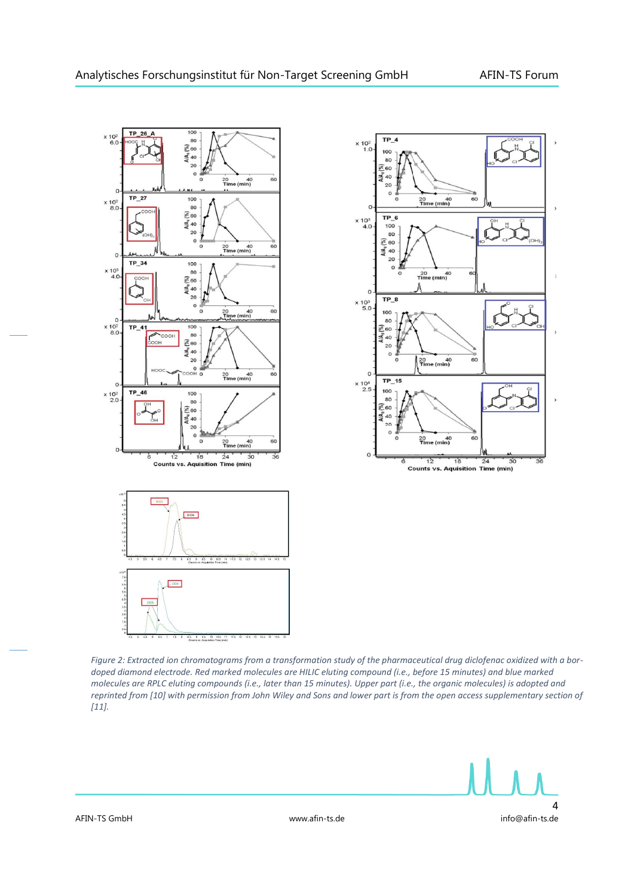*Figure 2: Extracted ion chromatograms from a transformation study of the pharmaceutical drug diclofenac oxidized with a bor-doped diamond electrode. Red marked molecules are HILIC eluting compound (i.e., before 15 minutes) and blue marked molecules are RPLC eluting compounds (i.e., later than 15 minutes). Upper part (i.e., the organic molecules) is adopted and reprinted from [10] with permission from John Wiley and Sons and lower part is from the open access supplementary section of [11].*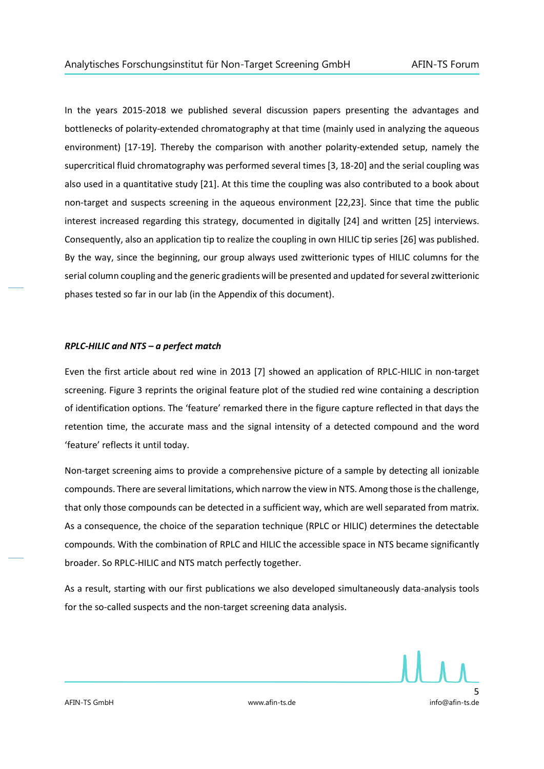In the years 2015-2018 we published several discussion papers presenting the advantages and bottlenecks of polarity-extended chromatography at that time (mainly used in analyzing the aqueous environment) [17-19]. Thereby the comparison with another polarity-extended setup, namely the supercritical fluid chromatography was performed several times [3, 18-20] and the serial coupling was also used in a quantitative study [21]. At this time the coupling was also contributed to a book about non-target and suspects screening in the aqueous environment [22,23]. Since that time the public interest increased regarding this strategy, documented in digitally [24] and written [25] interviews. Consequently, also an application tip to realize the coupling in own HILIC tip series [26] was published. By the way, since the beginning, our group always used zwitterionic types of HILIC columns for the serial column coupling and the generic gradients will be presented and updated for several zwitterionic phases tested so far in our lab (in the Appendix of this document).

### *RPLC-HILIC and NTS – a perfect match*

Even the first article about red wine in 2013 [7] showed an application of RPLC-HILIC in non-target screening. Figure 3 reprints the original feature plot of the studied red wine containing a description of identification options. The 'feature' remarked there in the figure capture reflected in that days the retention time, the accurate mass and the signal intensity of a detected compound and the word 'feature' reflects it until today.

Non-target screening aims to provide a comprehensive picture of a sample by detecting all ionizable compounds. There are several limitations, which narrow the view in NTS. Among those is the challenge, that only those compounds can be detected in a sufficient way, which are well separated from matrix. As a consequence, the choice of the separation technique (RPLC or HILIC) determines the detectable compounds. With the combination of RPLC and HILIC the accessible space in NTS became significantly broader. So RPLC-HILIC and NTS match perfectly together.

As a result, starting with our first publications we also developed simultaneously data-analysis tools for the so-called suspects and the non-target screening data analysis.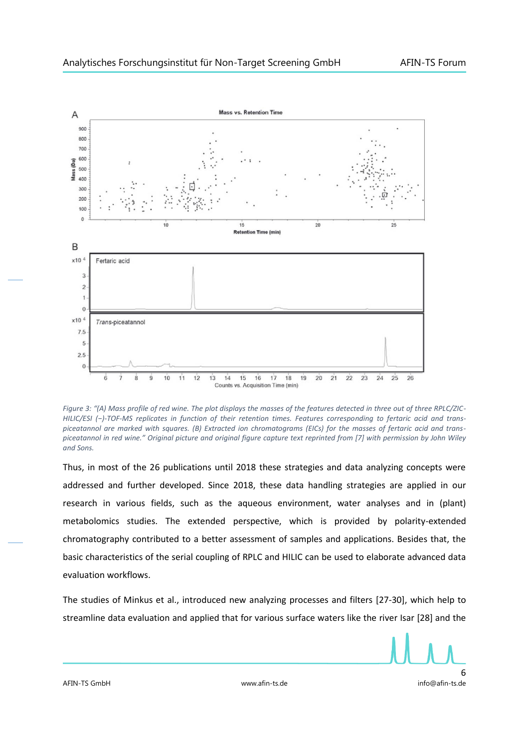*Figure 3: "(A) Mass profile of red wine. The plot displays the masses of the features detected in three out of three RPLC/ZIC-HILIC/ESI (−)-TOF-MS replicates in function of their retention times. Features corresponding to fertaric acid and trans-piceatannol are marked with squares. (B) Extracted ion chromatograms (EICs) for the masses of fertaric acid and trans-piceatannol in red wine." Original picture and original figure capture text reprinted from [7] with permission by John Wiley and Sons.*

Thus, in most of the 26 publications until 2018 these strategies and data analyzing concepts were addressed and further developed. Since 2018, these data handling strategies are applied in our research in various fields, such as the aqueous environment, water analyses and in (plant) metabolomics studies. The extended perspective, which is provided by polarity-extended chromatography contributed to a better assessment of samples and applications. Besides that, the basic characteristics of the serial coupling of RPLC and HILIC can be used to elaborate advanced data evaluation workflows.

The studies of Minkus et al., introduced new analyzing processes and filters [27-30], which help to streamline data evaluation and applied that for various surface waters like the river Isar [28] and the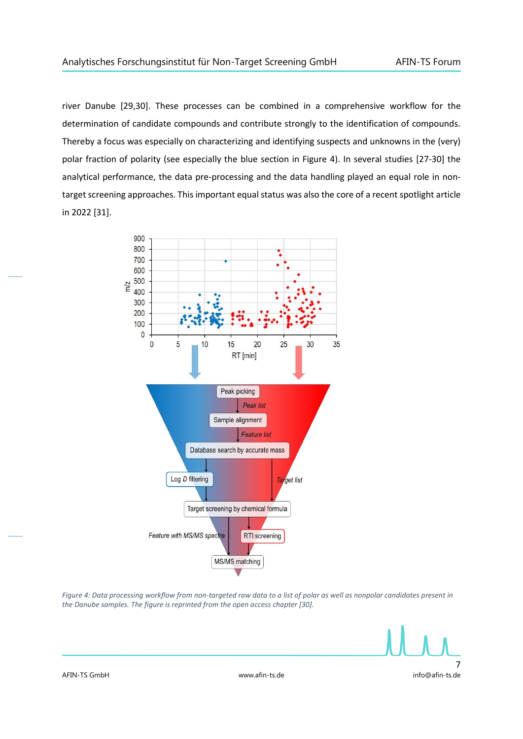river Danube [29,30]. These processes can be combined in a comprehensive workflow for the determination of candidate compounds and contribute strongly to the identification of compounds. Thereby a focus was especially on characterizing and identifying suspects and unknowns in the (very) polar fraction of polarity (see especially the blue section in Figure 4). In several studies [27-30] the analytical performance, the data pre-processing and the data handling played an equal role in non-target screening approaches. This important equal status was also the core of a recent spotlight article in 2022 [31].

*Figure 4: Data processing workflow from non-targeted raw data to a list of polar as well as nonpolar candidates present in the Danube samples. The figure is reprinted from the open access chapter [30].*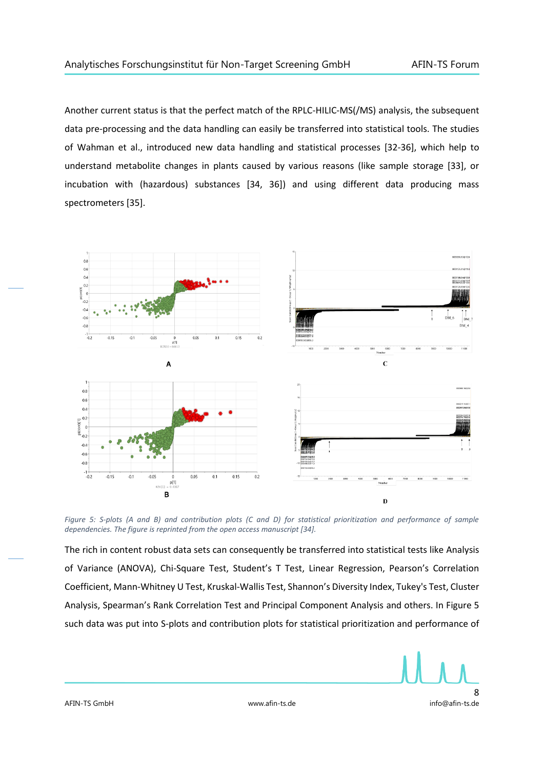Another current status is that the perfect match of the RPLC-HILIC-MS(/MS) analysis, the subsequent data pre-processing and the data handling can easily be transferred into statistical tools. The studies of Wahman et al., introduced new data handling and statistical processes [32-36], which help to understand metabolite changes in plants caused by various reasons (like sample storage [33], or incubation with (hazardous) substances [34, 36]) and using different data producing mass spectrometers [35].

*Figure 5: S-plots (A and B) and contribution plots (C and D) for statistical prioritization and performance of sample dependencies. The figure is reprinted from the open access manuscript [34].*

The rich in content robust data sets can consequently be transferred into statistical tests like Analysis of Variance (ANOVA), Chi-Square Test, Student's T Test, Linear Regression, Pearson's Correlation Coefficient, Mann-Whitney U Test, Kruskal-Wallis Test, Shannon's Diversity Index, Tukey's Test, Cluster Analysis, Spearman's Rank Correlation Test and Principal Component Analysis and others. In Figure 5 such data was put into S-plots and contribution plots for statistical prioritization and performance of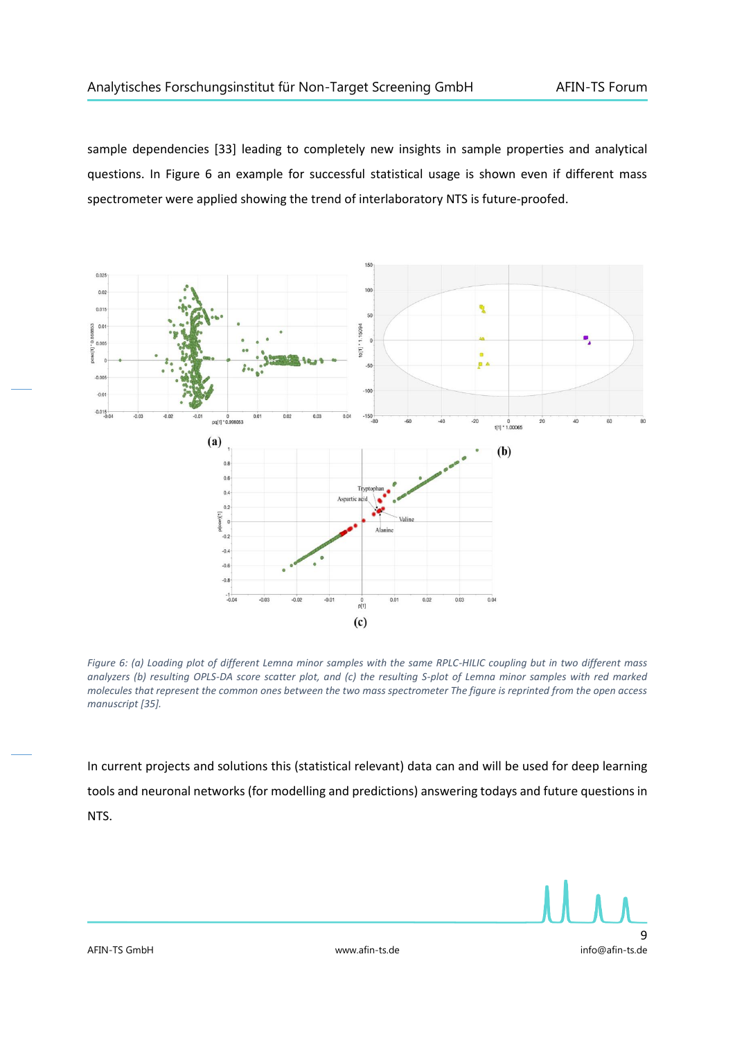sample dependencies [33] leading to completely new insights in sample properties and analytical questions. In Figure 6 an example for successful statistical usage is shown even if different mass spectrometer were applied showing the trend of interlaboratory NTS is future-proofed.

*Figure 6: (a) Loading plot of different Lemna minor samples with the same RPLC-HILIC coupling but in two different mass analyzers (b) resulting OPLS-DA score scatter plot, and (c) the resulting S-plot of Lemna minor samples with red marked molecules that represent the common ones between the two mass spectrometer The figure is reprinted from the open access manuscript [35].*

In current projects and solutions this (statistical relevant) data can and will be used for deep learning tools and neuronal networks (for modelling and predictions) answering todays and future questions in NTS.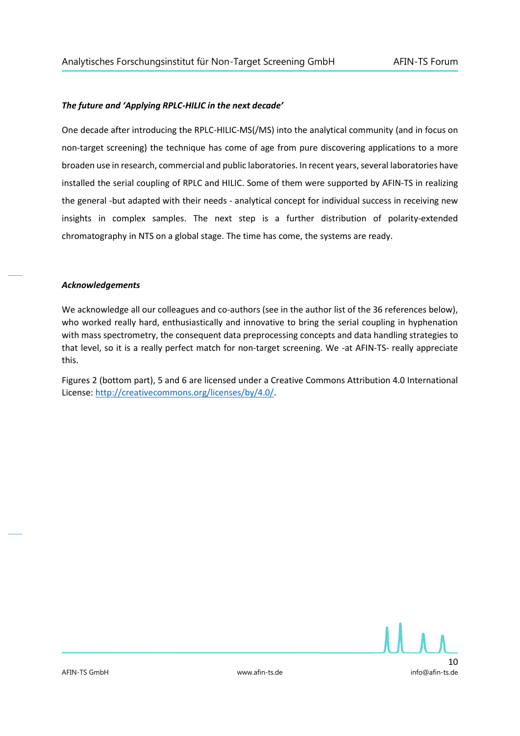***The future and 'Applying RPLC-HILIC in the next decade'***

One decade after introducing the RPLC-HILIC-MS(/MS) into the analytical community (and in focus on non-target screening) the technique has come of age from pure discovering applications to a more broaden use in research, commercial and public laboratories. In recent years, several laboratories have installed the serial coupling of RPLC and HILIC. Some of them were supported by AFIN-TS in realizing the general -but adapted with their needs - analytical concept for individual success in receiving new insights in complex samples. The next step is a further distribution of polarity-extended chromatography in NTS on a global stage. The time has come, the systems are ready.

***Acknowledgements***

We acknowledge all our colleagues and co-authors (see in the author list of the 36 references below), who worked really hard, enthusiastically and innovative to bring the serial coupling in hyphenation with mass spectrometry, the consequent data preprocessing concepts and data handling strategies to that level, so it is a really perfect match for non-target screening. We -at AFIN-TS- really appreciate this.

Figures 2 (bottom part), 5 and 6 are licensed under a Creative Commons Attribution 4.0 International License: http://creativecommons.org/licenses/by/4.0/.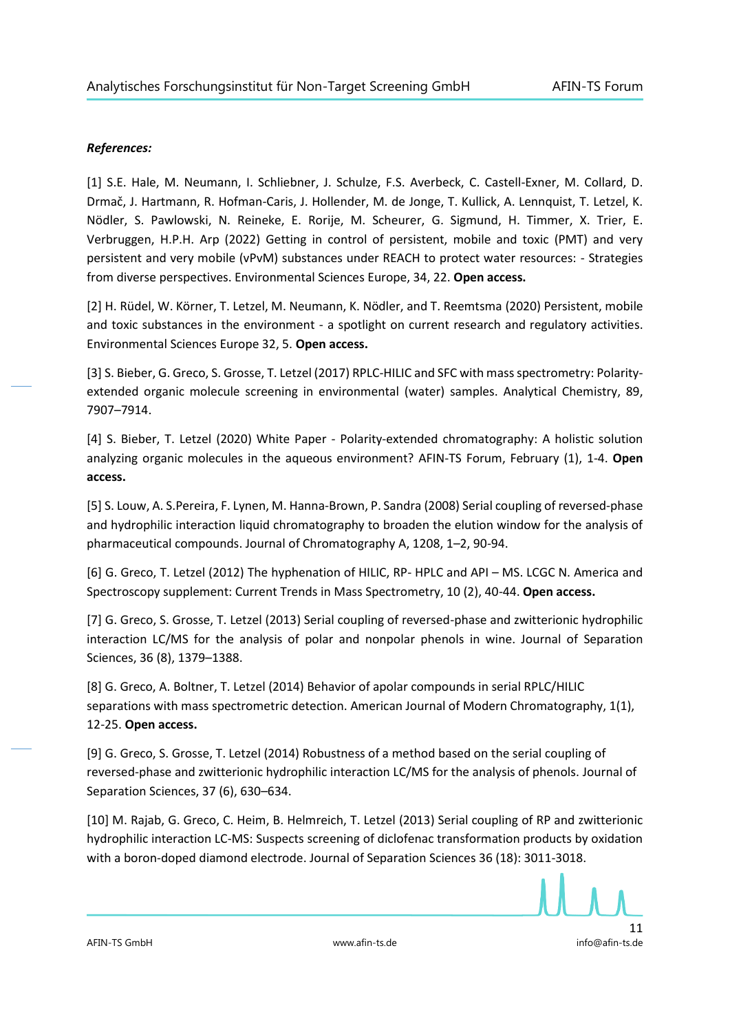***References:***

[1] S.E. Hale, M. Neumann, I. Schliebner, J. Schulze, F.S. Averbeck, C. Castell-Exner, M. Collard, D. Drmač, J. Hartmann, R. Hofman-Caris, J. Hollender, M. de Jonge, T. Kullick, A. Lennquist, T. Letzel, K. Nödler, S. Pawlowski, N. Reineke, E. Rorije, M. Scheurer, G. Sigmund, H. Timmer, X. Trier, E. Verbruggen, H.P.H. Arp (2022) Getting in control of persistent, mobile and toxic (PMT) and very persistent and very mobile (vPvM) substances under REACH to protect water resources: - Strategies from diverse perspectives. Environmental Sciences Europe, 34, 22. **Open access.**

[2] H. Rüdel, W. Körner, T. Letzel, M. Neumann, K. Nödler, and T. Reemtsma (2020) Persistent, mobile and toxic substances in the environment - a spotlight on current research and regulatory activities. Environmental Sciences Europe 32, 5. **Open access.**

[3] S. Bieber, G. Greco, S. Grosse, T. Letzel (2017) RPLC-HILIC and SFC with mass spectrometry: Polarity-extended organic molecule screening in environmental (water) samples. Analytical Chemistry, 89, 7907–7914.

[4] S. Bieber, T. Letzel (2020) White Paper - Polarity-extended chromatography: A holistic solution analyzing organic molecules in the aqueous environment? AFIN-TS Forum, February (1), 1-4. **Open access.**

[5] S. Louw, A. S.Pereira, F. Lynen, M. Hanna-Brown, P. Sandra (2008) Serial coupling of reversed-phase and hydrophilic interaction liquid chromatography to broaden the elution window for the analysis of pharmaceutical compounds. Journal of Chromatography A, 1208, 1–2, 90-94.

[6] G. Greco, T. Letzel (2012) The hyphenation of HILIC, RP- HPLC and API – MS. LCGC N. America and Spectroscopy supplement: Current Trends in Mass Spectrometry, 10 (2), 40-44. **Open access.**

[7] G. Greco, S. Grosse, T. Letzel (2013) Serial coupling of reversed-phase and zwitterionic hydrophilic interaction LC/MS for the analysis of polar and nonpolar phenols in wine. Journal of Separation Sciences, 36 (8), 1379–1388.

[8] G. Greco, A. Boltner, T. Letzel (2014) Behavior of apolar compounds in serial RPLC/HILIC separations with mass spectrometric detection. American Journal of Modern Chromatography, 1(1), 12-25. **Open access.**

[9] G. Greco, S. Grosse, T. Letzel (2014) Robustness of a method based on the serial coupling of reversed-phase and zwitterionic hydrophilic interaction LC/MS for the analysis of phenols. Journal of Separation Sciences, 37 (6), 630–634.

[10] M. Rajab, G. Greco, C. Heim, B. Helmreich, T. Letzel (2013) Serial coupling of RP and zwitterionic hydrophilic interaction LC-MS: Suspects screening of diclofenac transformation products by oxidation with a boron-doped diamond electrode. Journal of Separation Sciences 36 (18): 3011-3018.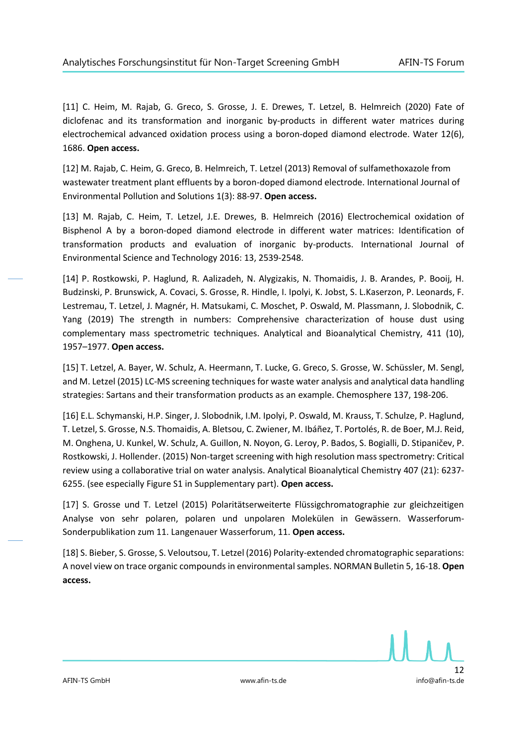[11] C. Heim, M. Rajab, G. Greco, S. Grosse, J. E. Drewes, T. Letzel, B. Helmreich (2020) Fate of diclofenac and its transformation and inorganic by-products in different water matrices during electrochemical advanced oxidation process using a boron-doped diamond electrode. Water 12(6), 1686. **Open access.**

[12] M. Rajab, C. Heim, G. Greco, B. Helmreich, T. Letzel (2013) Removal of sulfamethoxazole from wastewater treatment plant effluents by a boron-doped diamond electrode. International Journal of Environmental Pollution and Solutions 1(3): 88-97. **Open access.**

[13] M. Rajab, C. Heim, T. Letzel, J.E. Drewes, B. Helmreich (2016) Electrochemical oxidation of Bisphenol A by a boron-doped diamond electrode in different water matrices: Identification of transformation products and evaluation of inorganic by-products. International Journal of Environmental Science and Technology 2016: 13, 2539-2548.

[14] P. Rostkowski, P. Haglund, R. Aalizadeh, N. Alygizakis, N. Thomaidis, J. B. Arandes, P. Booij, H. Budzinski, P. Brunswick, A. Covaci, S. Grosse, R. Hindle, I. Ipolyi, K. Jobst, S. L.Kaserzon, P. Leonards, F. Lestremau, T. Letzel, J. Magnér, H. Matsukami, C. Moschet, P. Oswald, M. Plassmann, J. Slobodnik, C. Yang (2019) The strength in numbers: Comprehensive characterization of house dust using complementary mass spectrometric techniques. Analytical and Bioanalytical Chemistry, 411 (10), 1957–1977. **Open access.**

[15] T. Letzel, A. Bayer, W. Schulz, A. Heermann, T. Lucke, G. Greco, S. Grosse, W. Schüssler, M. Sengl, and M. Letzel (2015) LC-MS screening techniques for waste water analysis and analytical data handling strategies: Sartans and their transformation products as an example. Chemosphere 137, 198-206.

[16] E.L. Schymanski, H.P. Singer, J. Slobodnik, I.M. Ipolyi, P. Oswald, M. Krauss, T. Schulze, P. Haglund, T. Letzel, S. Grosse, N.S. Thomaidis, A. Bletsou, C. Zwiener, M. Ibáñez, T. Portolés, R. de Boer, M.J. Reid, M. Onghena, U. Kunkel, W. Schulz, A. Guillon, N. Noyon, G. Leroy, P. Bados, S. Bogialli, D. Stipaničev, P. Rostkowski, J. Hollender. (2015) Non-target screening with high resolution mass spectrometry: Critical review using a collaborative trial on water analysis. Analytical Bioanalytical Chemistry 407 (21): 6237-6255. (see especially Figure S1 in Supplementary part). **Open access.**

[17] S. Grosse und T. Letzel (2015) Polaritätserweiterte Flüssigchromatographie zur gleichzeitigen Analyse von sehr polaren, polaren und unpolaren Molekülen in Gewässern. Wasserforum-Sonderpublikation zum 11. Langenauer Wasserforum, 11. **Open access.**

[18] S. Bieber, S. Grosse, S. Veloutsou, T. Letzel (2016) Polarity-extended chromatographic separations: A novel view on trace organic compounds in environmental samples. NORMAN Bulletin 5, 16-18. **Open access.**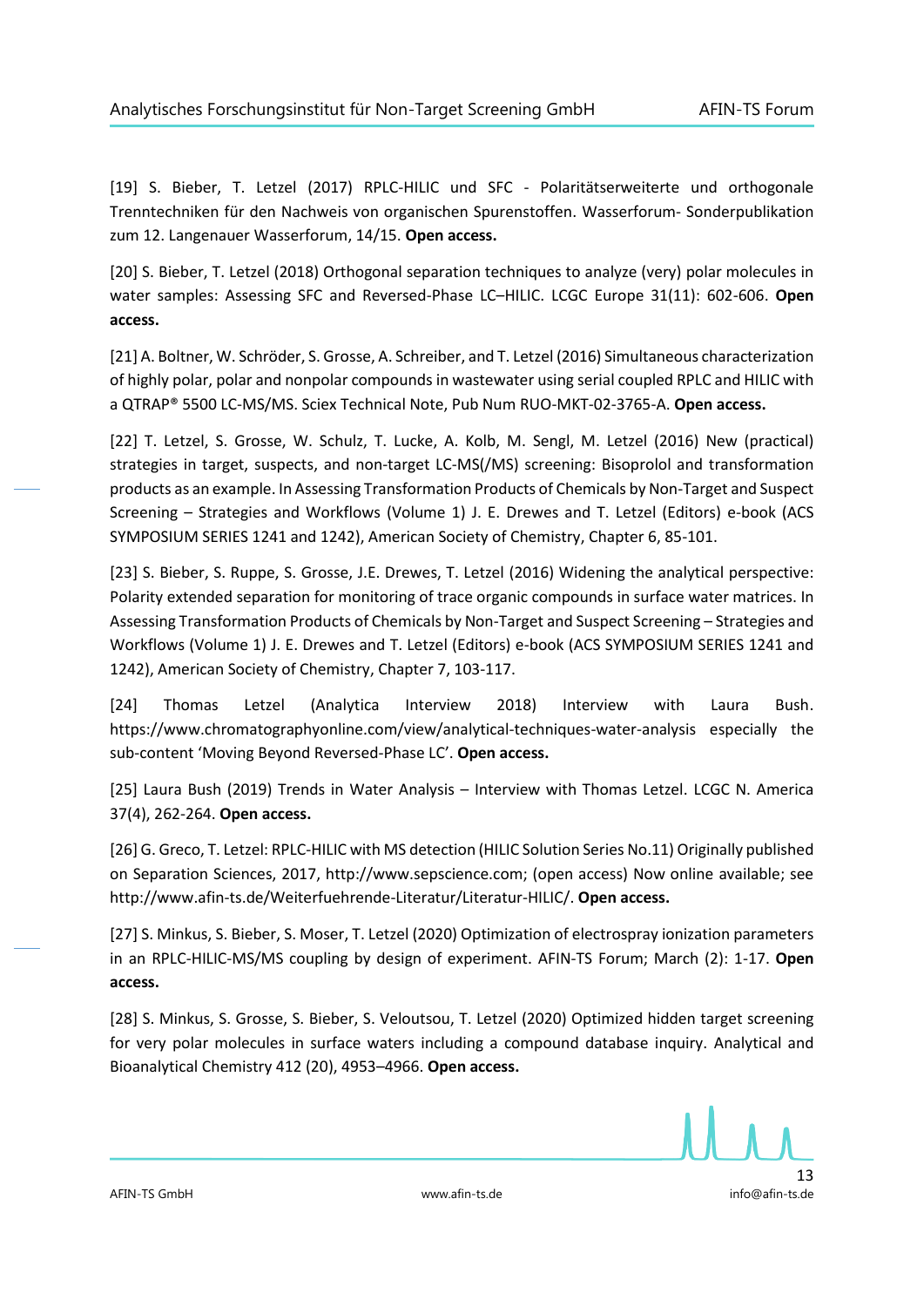[19] S. Bieber, T. Letzel (2017) RPLC-HILIC und SFC - Polaritätserweiterte und orthogonale Trenntechniken für den Nachweis von organischen Spurenstoffen. Wasserforum- Sonderpublikation zum 12. Langenauer Wasserforum, 14/15. **Open access.**

[20] S. Bieber, T. Letzel (2018) Orthogonal separation techniques to analyze (very) polar molecules in water samples: Assessing SFC and Reversed-Phase LC–HILIC. LCGC Europe 31(11): 602-606. **Open access.**

[21] A. Boltner, W. Schröder, S. Grosse, A. Schreiber, and T. Letzel (2016) Simultaneous characterization of highly polar, polar and nonpolar compounds in wastewater using serial coupled RPLC and HILIC with a QTRAP® 5500 LC-MS/MS. Sciex Technical Note, Pub Num RUO-MKT-02-3765-A. **Open access.**

[22] T. Letzel, S. Grosse, W. Schulz, T. Lucke, A. Kolb, M. Sengl, M. Letzel (2016) New (practical) strategies in target, suspects, and non-target LC-MS(/MS) screening: Bisoprolol and transformation products as an example. In Assessing Transformation Products of Chemicals by Non-Target and Suspect Screening – Strategies and Workflows (Volume 1) J. E. Drewes and T. Letzel (Editors) e-book (ACS SYMPOSIUM SERIES 1241 and 1242), American Society of Chemistry, Chapter 6, 85-101.

[23] S. Bieber, S. Ruppe, S. Grosse, J.E. Drewes, T. Letzel (2016) Widening the analytical perspective: Polarity extended separation for monitoring of trace organic compounds in surface water matrices. In Assessing Transformation Products of Chemicals by Non-Target and Suspect Screening – Strategies and Workflows (Volume 1) J. E. Drewes and T. Letzel (Editors) e-book (ACS SYMPOSIUM SERIES 1241 and 1242), American Society of Chemistry, Chapter 7, 103-117.

[24] Thomas Letzel (Analytica Interview 2018) Interview with Laura Bush. https://www.chromatographyonline.com/view/analytical-techniques-water-analysis especially the sub-content 'Moving Beyond Reversed-Phase LC'. **Open access.**

[25] Laura Bush (2019) Trends in Water Analysis – Interview with Thomas Letzel. LCGC N. America 37(4), 262-264. **Open access.**

[26] G. Greco, T. Letzel: RPLC-HILIC with MS detection (HILIC Solution Series No.11) Originally published on Separation Sciences, 2017, http://www.sepscience.com; (open access) Now online available; see http://www.afin-ts.de/Weiterfuehrende-Literatur/Literatur-HILIC/. **Open access.**

[27] S. Minkus, S. Bieber, S. Moser, T. Letzel (2020) Optimization of electrospray ionization parameters in an RPLC-HILIC-MS/MS coupling by design of experiment. AFIN-TS Forum; March (2): 1-17. **Open access.**

[28] S. Minkus, S. Grosse, S. Bieber, S. Veloutsou, T. Letzel (2020) Optimized hidden target screening for very polar molecules in surface waters including a compound database inquiry. Analytical and Bioanalytical Chemistry 412 (20), 4953–4966. **Open access.**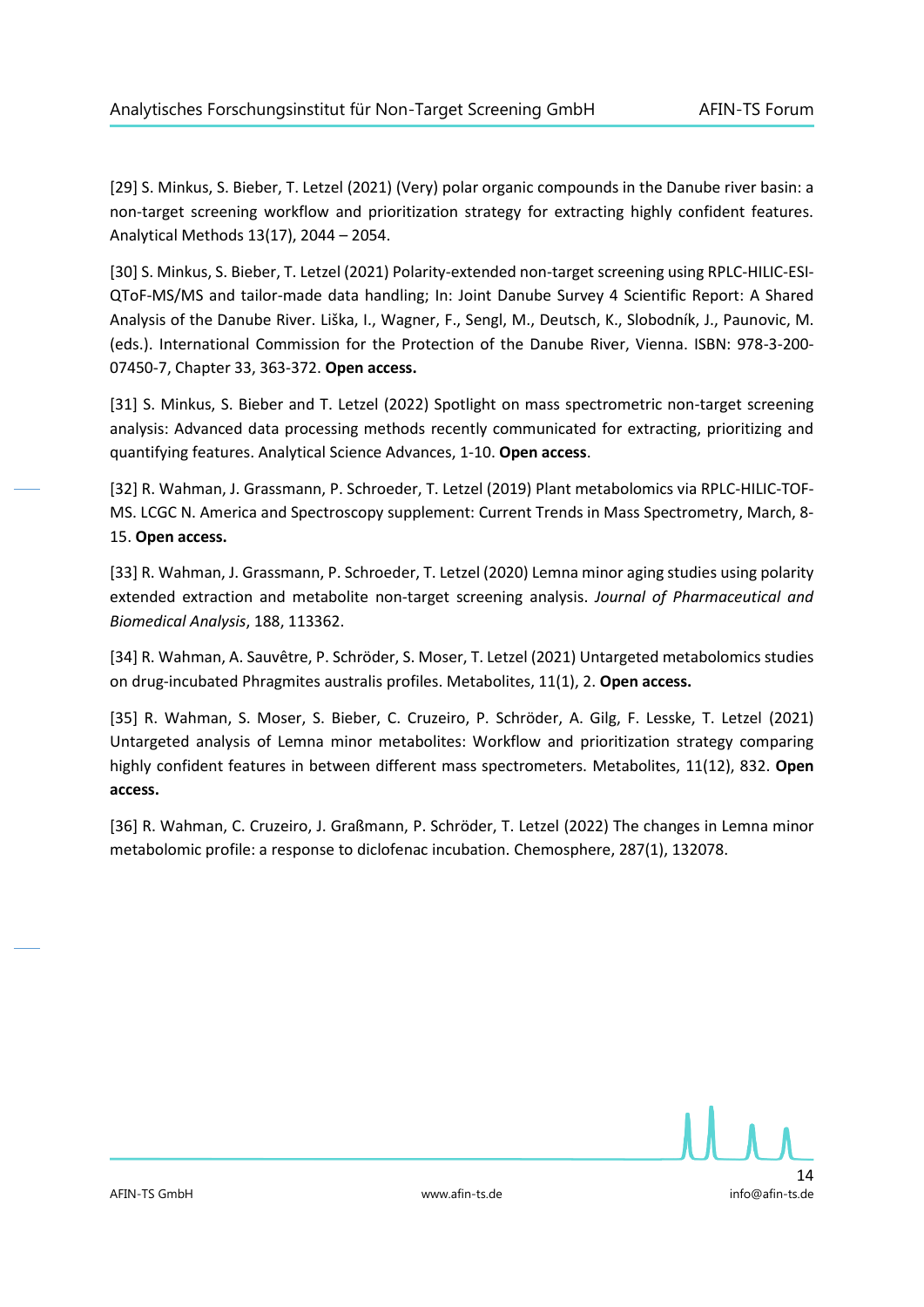[29] S. Minkus, S. Bieber, T. Letzel (2021) (Very) polar organic compounds in the Danube river basin: a non-target screening workflow and prioritization strategy for extracting highly confident features. Analytical Methods 13(17), 2044 – 2054.

[30] S. Minkus, S. Bieber, T. Letzel (2021) Polarity-extended non-target screening using RPLC-HILIC-ESI-QToF-MS/MS and tailor-made data handling; In: Joint Danube Survey 4 Scientific Report: A Shared Analysis of the Danube River. Liška, I., Wagner, F., Sengl, M., Deutsch, K., Slobodník, J., Paunovic, M. (eds.). International Commission for the Protection of the Danube River, Vienna. ISBN: 978-3-200-07450-7, Chapter 33, 363-372. **Open access.**

[31] S. Minkus, S. Bieber and T. Letzel (2022) Spotlight on mass spectrometric non-target screening analysis: Advanced data processing methods recently communicated for extracting, prioritizing and quantifying features. Analytical Science Advances, 1-10. **Open access**.

[32] R. Wahman, J. Grassmann, P. Schroeder, T. Letzel (2019) Plant metabolomics via RPLC-HILIC-TOF-MS. LCGC N. America and Spectroscopy supplement: Current Trends in Mass Spectrometry, March, 8-15. **Open access.**

[33] R. Wahman, J. Grassmann, P. Schroeder, T. Letzel (2020) Lemna minor aging studies using polarity extended extraction and metabolite non-target screening analysis. *Journal of Pharmaceutical and Biomedical Analysis*, 188, 113362.

[34] R. Wahman, A. Sauvêtre, P. Schröder, S. Moser, T. Letzel (2021) Untargeted metabolomics studies on drug-incubated Phragmites australis profiles. Metabolites, 11(1), 2. **Open access.**

[35] R. Wahman, S. Moser, S. Bieber, C. Cruzeiro, P. Schröder, A. Gilg, F. Lesske, T. Letzel (2021) Untargeted analysis of Lemna minor metabolites: Workflow and prioritization strategy comparing highly confident features in between different mass spectrometers. Metabolites, 11(12), 832. **Open access.**

[36] R. Wahman, C. Cruzeiro, J. Graßmann, P. Schröder, T. Letzel (2022) The changes in Lemna minor metabolomic profile: a response to diclofenac incubation. Chemosphere, 287(1), 132078.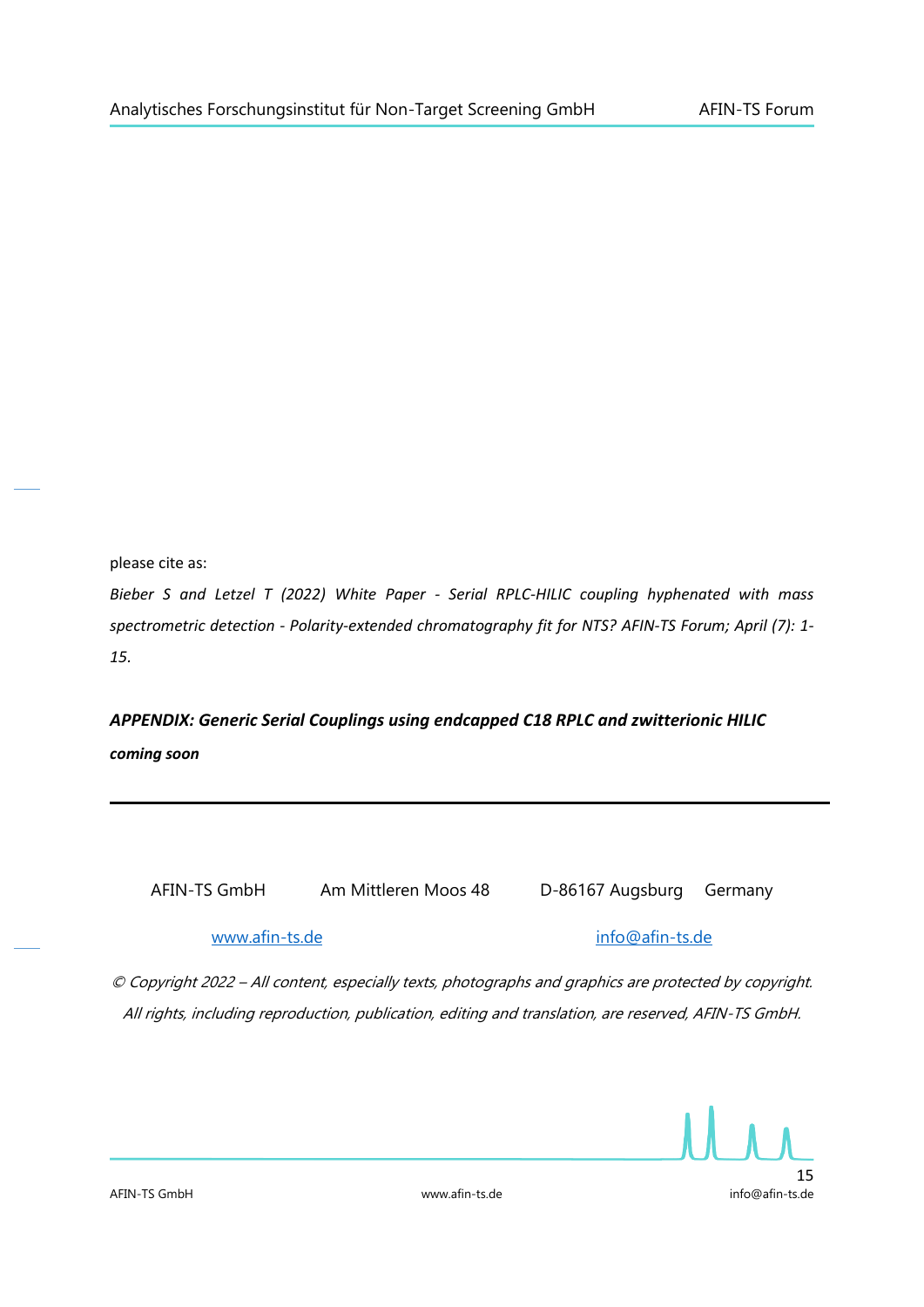please cite as:

*Bieber S and Letzel T (2022) White Paper - Serial RPLC-HILIC coupling hyphenated with mass spectrometric detection - Polarity-extended chromatography fit for NTS? AFIN-TS Forum; April (7): 1-15.*

***APPENDIX: Generic Serial Couplings using endcapped C18 RPLC and zwitterionic HILIC***

***coming soon***

---

AFIN-TS GmbH Am Mittleren Moos 48 D-86167 Augsburg Germany

www.afin-ts.de info@afin-ts.de

*© Copyright 2022 – All content, especially texts, photographs and graphics are protected by copyright. All rights, including reproduction, publication, editing and translation, are reserved, AFIN-TS GmbH.*